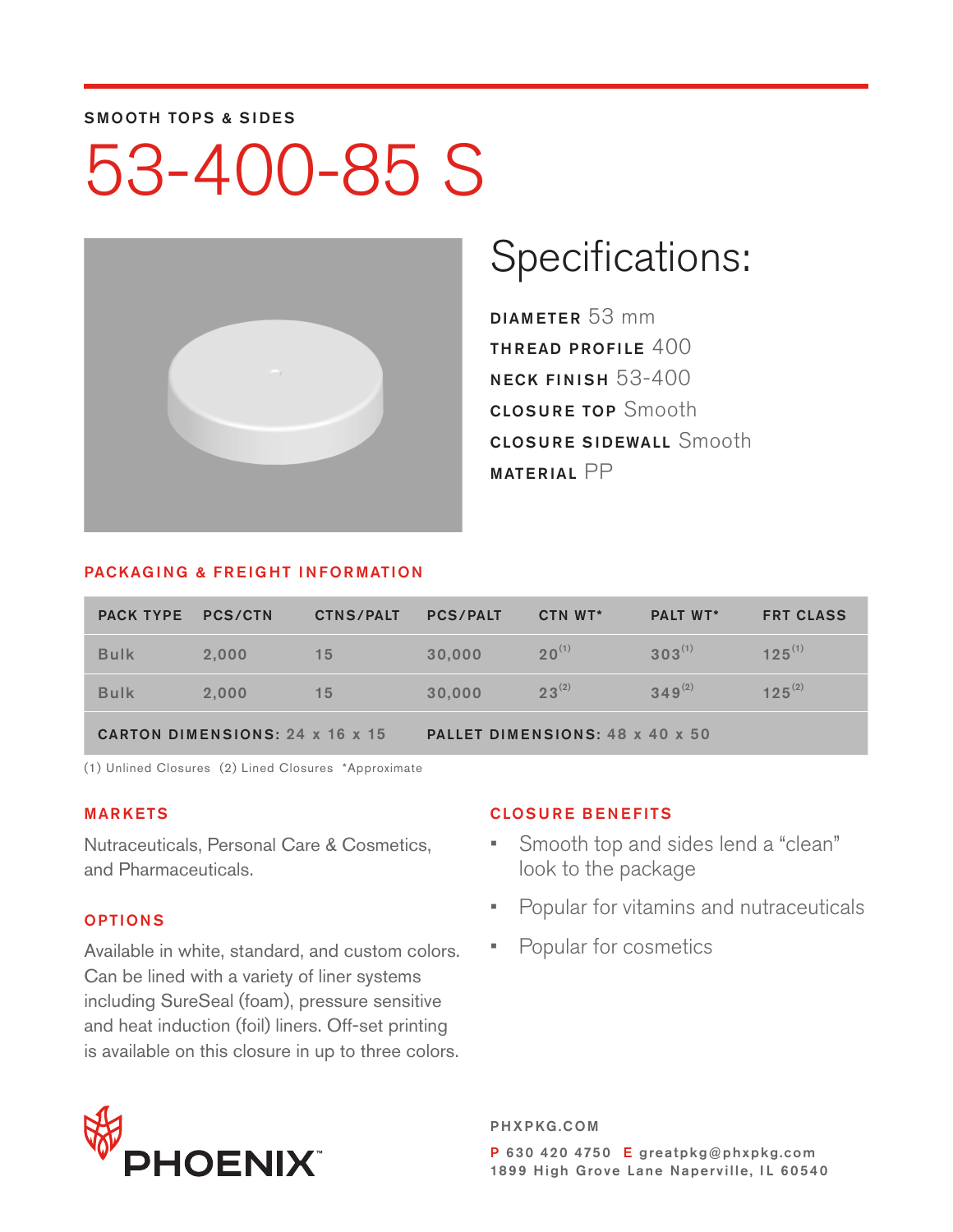SMOOTH TOPS & SIDES

# 53-400-85 S

## Specifications:

**DIAMETER** 53 mm
**THREAD PROFILE** 400
**NECK FINISH** 53-400
**CLOSURE TOP** Smooth
**CLOSURE SIDEWALL** Smooth
**MATERIAL** PP

### PACKAGING & FREIGHT INFORMATION

| PACK TYPE | PCS/CTN | CTNS/PALT | PCS/PALT | CTN WT* | PALT WT* | FRT CLASS |
|---|---|---|---|---|---|---|
| Bulk | 2,000 | 15 | 30,000 | 20 (1) | 303 (1) | 125 (1) |
| Bulk | 2,000 | 15 | 30,000 | 23 (2) | 349 (2) | 125 (2) |
| **CARTON DIMENSIONS:** 24 x 16 x 15 | | | **PALLET DIMENSIONS:** 48 x 40 x 50 | | | |

(1) Unlined Closures (2) Lined Closures *Approximate

### MARKETS

Nutraceuticals, Personal Care & Cosmetics, and Pharmaceuticals.

### OPTIONS

Available in white, standard, and custom colors. Can be lined with a variety of liner systems including SureSeal (foam), pressure sensitive and heat induction (foil) liners. Off-set printing is available on this closure in up to three colors.

### CLOSURE BENEFITS

- Smooth top and sides lend a "clean" look to the package
- Popular for vitamins and nutraceuticals
- Popular for cosmetics

PHOENIX™

PHXPKG.COM

P 630 420 4750 E greatpkg@phxpkg.com
1899 High Grove Lane Naperville, IL 60540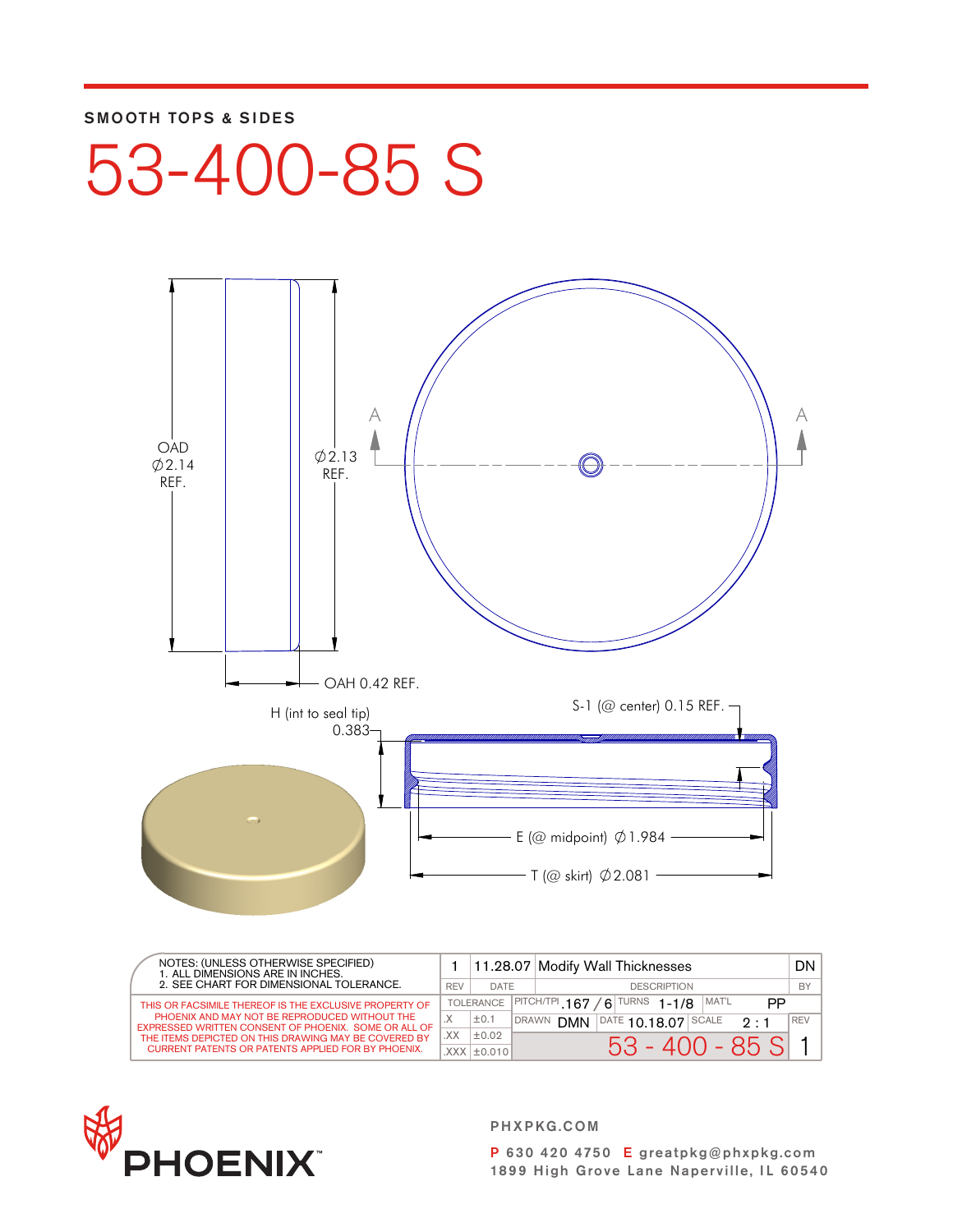SMOOTH TOPS & SIDES

# 53-400-85 S

OAD
∅2.14
REF.

∅2.13
REF.

A A

OAH 0.42 REF.

H (int to seal tip)
0.383

S-1 (@ center) 0.15 REF.

E (@ midpoint) ∅1.984

T (@ skirt) ∅2.081

NOTES: (UNLESS OTHERWISE SPECIFIED)
1. ALL DIMENSIONS ARE IN INCHES.
2. SEE CHART FOR DIMENSIONAL TOLERANCE.

THIS OR FACSIMILE THEREOF IS THE EXCLUSIVE PROPERTY OF PHOENIX AND MAY NOT BE REPRODUCED WITHOUT THE EXPRESSED WRITTEN CONSENT OF PHOENIX. SOME OR ALL OF THE ITEMS DEPICTED ON THIS DRAWING MAY BE COVERED BY CURRENT PATENTS OR PATENTS APPLIED FOR BY PHOENIX.

| REV | DATE | DESCRIPTION | BY |
|---|---|---|---|
| 1 | 11.28.07 | Modify Wall Thicknesses | DN |

| TOLERANCE | | PITCH/TPI | TURNS | MAT'L |
|---|---|---|---|---|
| .X | ±0.1 | .167 / 6 | 1-1/8 | PP |
| .XX | ±0.02 | DRAWN DMN | DATE 10.18.07 | SCALE 2 : 1 |
| .XXX | ±0.010 | 53 - 400 - 85 S | | REV 1 |

PHOENIX™

PHXPKG.COM

P 630 420 4750 E greatpkg@phxpkg.com
1899 High Grove Lane Naperville, IL 60540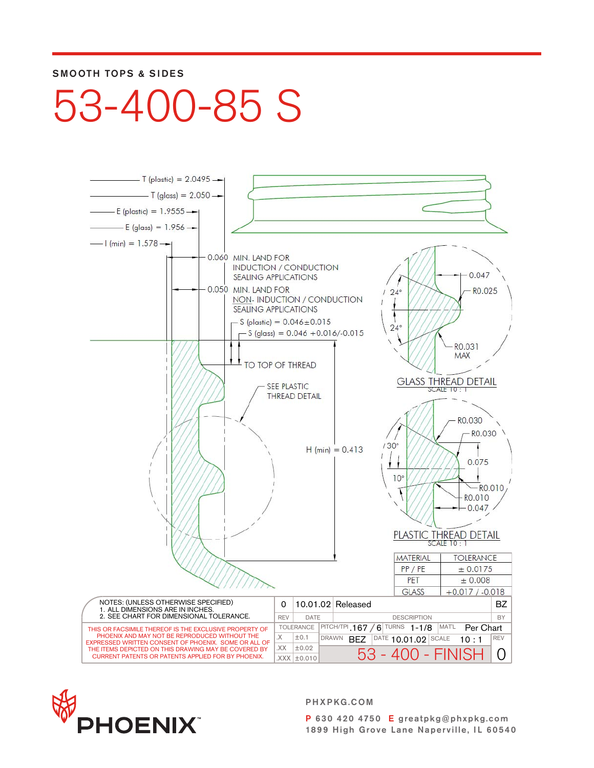SMOOTH TOPS & SIDES

# 53-400-85 S

T (plastic) = 2.0495

T (glass) = 2.050

E (plastic) = 1.9555

E (glass) = 1.956

I (min) = 1.578

0.060 MIN. LAND FOR INDUCTION / CONDUCTION SEALING APPLICATIONS

0.050 MIN. LAND FOR NON- INDUCTION / CONDUCTION SEALING APPLICATIONS

S (plastic) = 0.046±0.015

S (glass) = 0.046 +0.016/-0.015

TO TOP OF THREAD

SEE PLASTIC THREAD DETAIL

H (min) = 0.413

0.047

R0.025

24°

24°

R0.031 MAX

GLASS THREAD DETAIL
SCALE 10 : 1

R0.030

R0.030

30°

0.075

10°

R0.010

R0.010

0.047

PLASTIC THREAD DETAIL
SCALE 10 : 1

| MATERIAL | TOLERANCE |
|---|---|
| PP / PE | ± 0.0175 |
| PET | ± 0.008 |
| GLASS | +0.017 / -0.018 |

NOTES: (UNLESS OTHERWISE SPECIFIED)
1. ALL DIMENSIONS ARE IN INCHES.
2. SEE CHART FOR DIMENSIONAL TOLERANCE.

THIS OR FACSIMILE THEREOF IS THE EXCLUSIVE PROPERTY OF PHOENIX AND MAY NOT BE REPRODUCED WITHOUT THE EXPRESSED WRITTEN CONSENT OF PHOENIX. SOME OR ALL OF THE ITEMS DEPICTED ON THIS DRAWING MAY BE COVERED BY CURRENT PATENTS OR PATENTS APPLIED FOR BY PHOENIX.

| REV | DATE | DESCRIPTION | BY |
|---|---|---|---|
| 0 | 10.01.02 | Released | BZ |

| TOLERANCE | | PITCH/TPI | .167 / 6 | TURNS | 1-1/8 | MAT'L | Per Chart |
|---|---|---|---|---|---|---|---|
| .X | ±0.1 | DRAWN | BEZ | DATE | 10.01.02 | SCALE | 10 : 1 |
| .XX | ±0.02 | 53 - 400 - FINISH | | | | REV | 0 |
| .XXX | ±0.010 | | | | | | |

PHOENIX™

PHXPKG.COM

P 630 420 4750 E greatpkg@phxpkg.com
1899 High Grove Lane Naperville, IL 60540